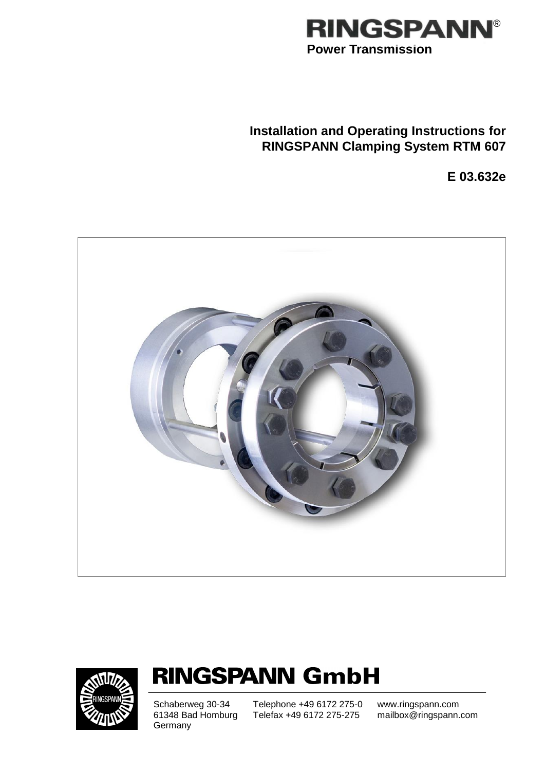**RINGSPANN®**
**Power Transmission**

# Installation and Operating Instructions for RINGSPANN Clamping System RTM 607

**E 03.632e**

**RINGSPANN GmbH**

Schaberweg 30-34
61348 Bad Homburg
Germany

Telephone +49 6172 275-0
Telefax +49 6172 275-275

www.ringspann.com
mailbox@ringspann.com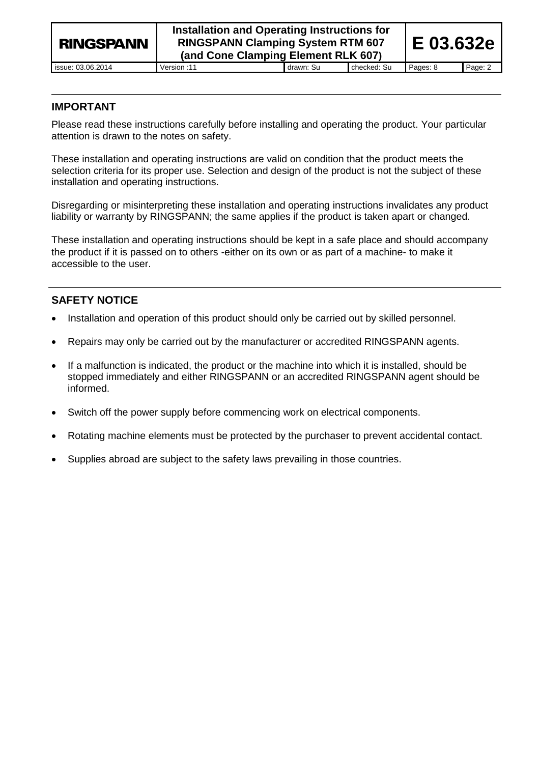## IMPORTANT

Please read these instructions carefully before installing and operating the product. Your particular attention is drawn to the notes on safety.

These installation and operating instructions are valid on condition that the product meets the selection criteria for its proper use. Selection and design of the product is not the subject of these installation and operating instructions.

Disregarding or misinterpreting these installation and operating instructions invalidates any product liability or warranty by RINGSPANN; the same applies if the product is taken apart or changed.

These installation and operating instructions should be kept in a safe place and should accompany the product if it is passed on to others -either on its own or as part of a machine- to make it accessible to the user.

## SAFETY NOTICE

- Installation and operation of this product should only be carried out by skilled personnel.
- Repairs may only be carried out by the manufacturer or accredited RINGSPANN agents.
- If a malfunction is indicated, the product or the machine into which it is installed, should be stopped immediately and either RINGSPANN or an accredited RINGSPANN agent should be informed.
- Switch off the power supply before commencing work on electrical components.
- Rotating machine elements must be protected by the purchaser to prevent accidental contact.
- Supplies abroad are subject to the safety laws prevailing in those countries.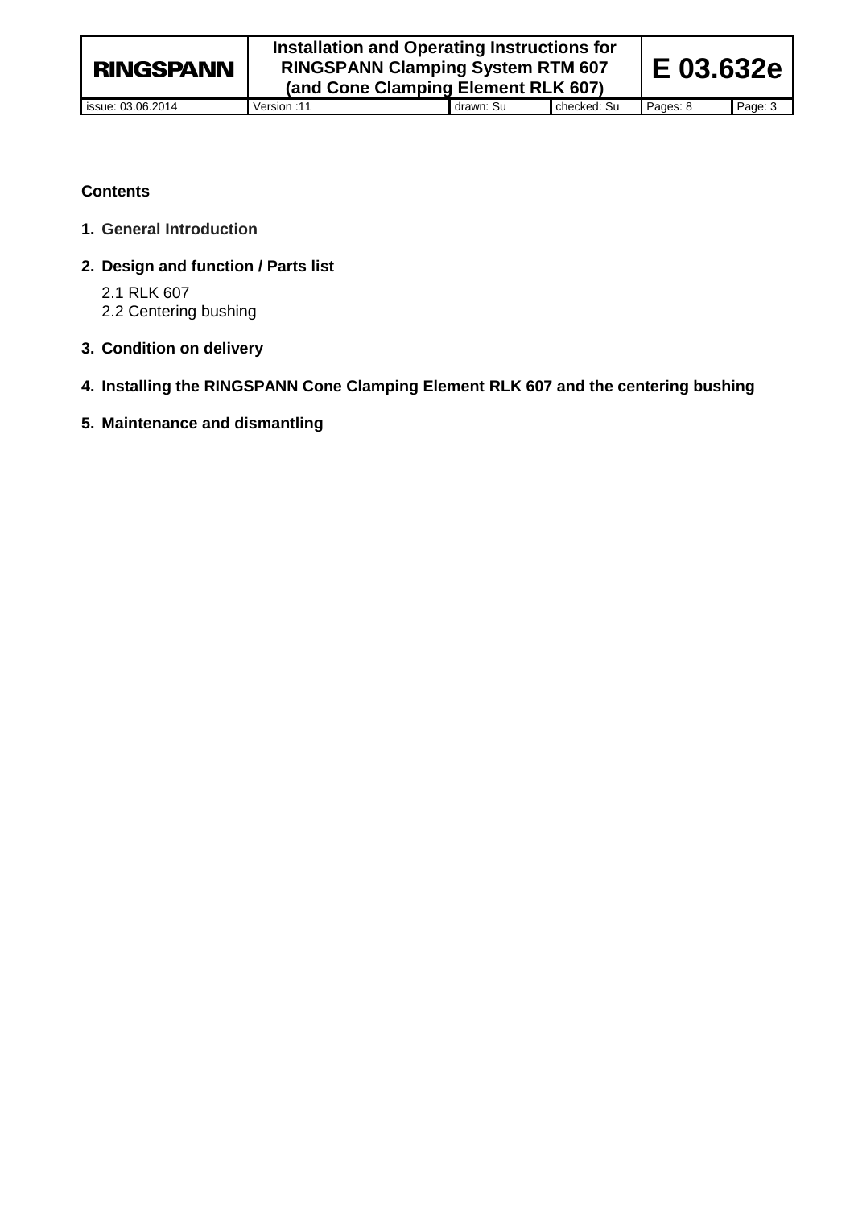**Contents**

1. **General Introduction**

2. **Design and function / Parts list**

   2.1 RLK 607
   2.2 Centering bushing

3. **Condition on delivery**

4. **Installing the RINGSPANN Cone Clamping Element RLK 607 and the centering bushing**

5. **Maintenance and dismantling**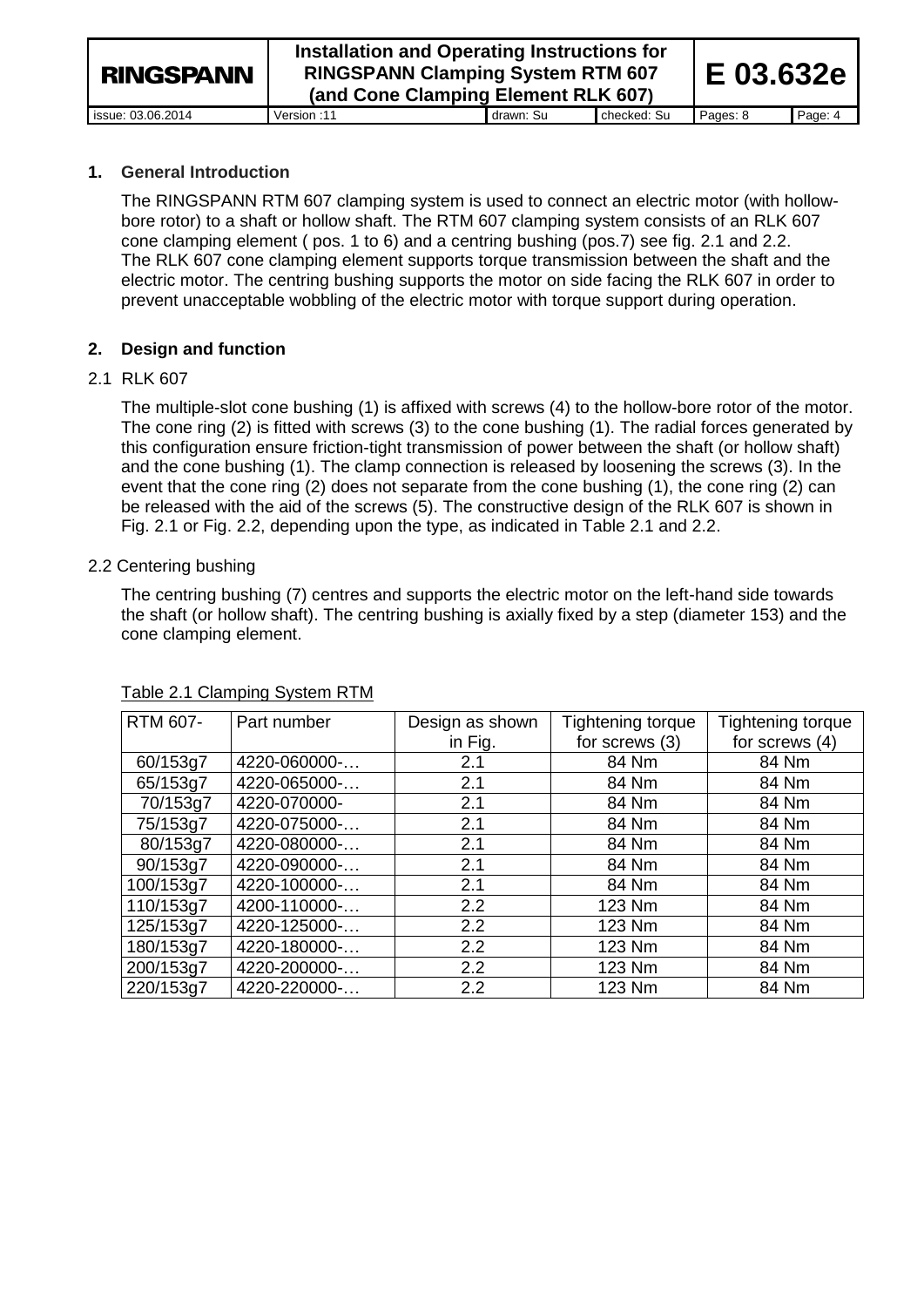## 1. General Introduction

The RINGSPANN RTM 607 clamping system is used to connect an electric motor (with hollow-bore rotor) to a shaft or hollow shaft. The RTM 607 clamping system consists of an RLK 607 cone clamping element ( pos. 1 to 6) and a centring bushing (pos.7) see fig. 2.1 and 2.2.
The RLK 607 cone clamping element supports torque transmission between the shaft and the electric motor. The centring bushing supports the motor on side facing the RLK 607 in order to prevent unacceptable wobbling of the electric motor with torque support during operation.

## 2. Design and function

### 2.1 RLK 607

The multiple-slot cone bushing (1) is affixed with screws (4) to the hollow-bore rotor of the motor. The cone ring (2) is fitted with screws (3) to the cone bushing (1). The radial forces generated by this configuration ensure friction-tight transmission of power between the shaft (or hollow shaft) and the cone bushing (1). The clamp connection is released by loosening the screws (3). In the event that the cone ring (2) does not separate from the cone bushing (1), the cone ring (2) can be released with the aid of the screws (5). The constructive design of the RLK 607 is shown in Fig. 2.1 or Fig. 2.2, depending upon the type, as indicated in Table 2.1 and 2.2.

### 2.2 Centering bushing

The centring bushing (7) centres and supports the electric motor on the left-hand side towards the shaft (or hollow shaft). The centring bushing is axially fixed by a step (diameter 153) and the cone clamping element.

Table 2.1 Clamping System RTM

| RTM 607- | Part number | Design as shown in Fig. | Tightening torque for screws (3) | Tightening torque for screws (4) |
|---|---|---|---|---|
| 60/153g7 | 4220-060000-… | 2.1 | 84 Nm | 84 Nm |
| 65/153g7 | 4220-065000-… | 2.1 | 84 Nm | 84 Nm |
| 70/153g7 | 4220-070000- | 2.1 | 84 Nm | 84 Nm |
| 75/153g7 | 4220-075000-… | 2.1 | 84 Nm | 84 Nm |
| 80/153g7 | 4220-080000-… | 2.1 | 84 Nm | 84 Nm |
| 90/153g7 | 4220-090000-… | 2.1 | 84 Nm | 84 Nm |
| 100/153g7 | 4220-100000-… | 2.1 | 84 Nm | 84 Nm |
| 110/153g7 | 4200-110000-… | 2.2 | 123 Nm | 84 Nm |
| 125/153g7 | 4220-125000-… | 2.2 | 123 Nm | 84 Nm |
| 180/153g7 | 4220-180000-… | 2.2 | 123 Nm | 84 Nm |
| 200/153g7 | 4220-200000-… | 2.2 | 123 Nm | 84 Nm |
| 220/153g7 | 4220-220000-… | 2.2 | 123 Nm | 84 Nm |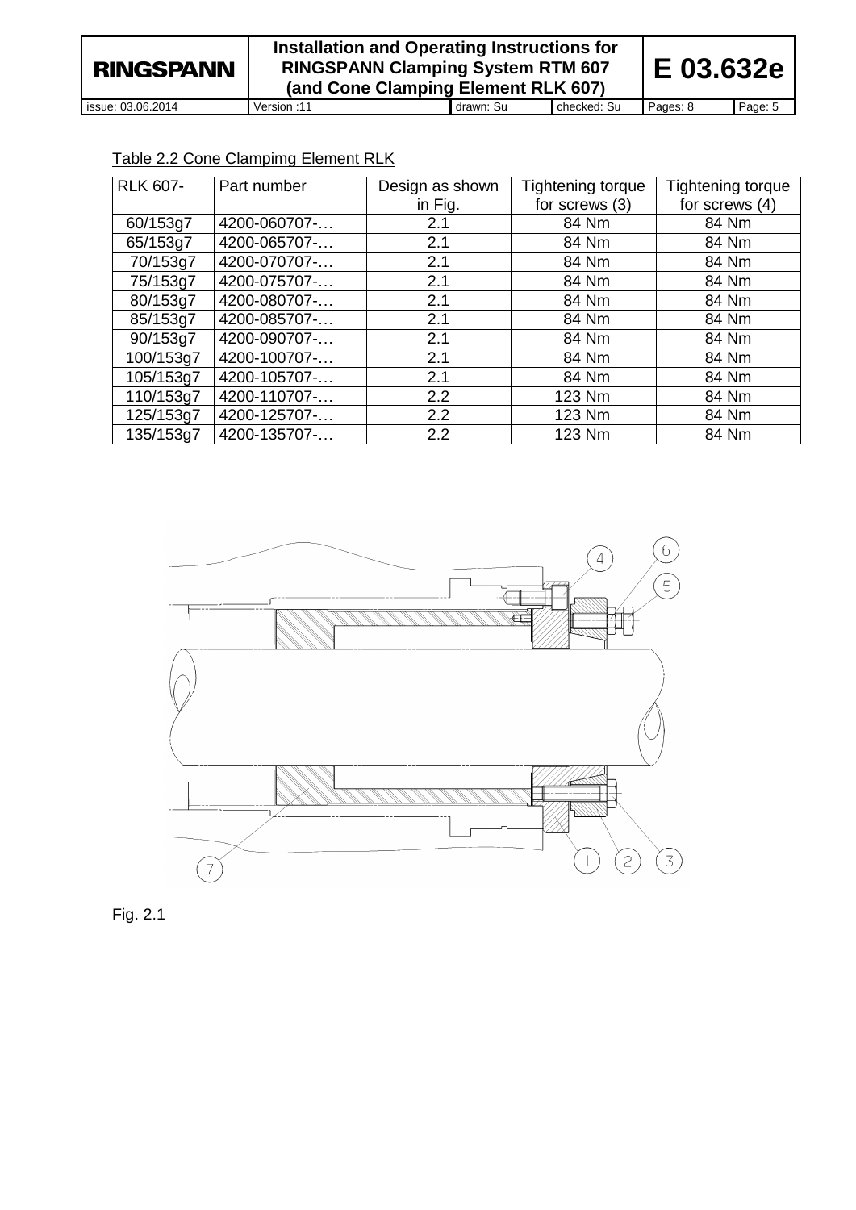Table 2.2 Cone Clampimg Element RLK

| RLK 607- | Part number | Design as shown in Fig. | Tightening torque for screws (3) | Tightening torque for screws (4) |
|---|---|---|---|---|
| 60/153g7 | 4200-060707-… | 2.1 | 84 Nm | 84 Nm |
| 65/153g7 | 4200-065707-… | 2.1 | 84 Nm | 84 Nm |
| 70/153g7 | 4200-070707-… | 2.1 | 84 Nm | 84 Nm |
| 75/153g7 | 4200-075707-… | 2.1 | 84 Nm | 84 Nm |
| 80/153g7 | 4200-080707-… | 2.1 | 84 Nm | 84 Nm |
| 85/153g7 | 4200-085707-… | 2.1 | 84 Nm | 84 Nm |
| 90/153g7 | 4200-090707-… | 2.1 | 84 Nm | 84 Nm |
| 100/153g7 | 4200-100707-… | 2.1 | 84 Nm | 84 Nm |
| 105/153g7 | 4200-105707-… | 2.1 | 84 Nm | 84 Nm |
| 110/153g7 | 4200-110707-… | 2.2 | 123 Nm | 84 Nm |
| 125/153g7 | 4200-125707-… | 2.2 | 123 Nm | 84 Nm |
| 135/153g7 | 4200-135707-… | 2.2 | 123 Nm | 84 Nm |

Fig. 2.1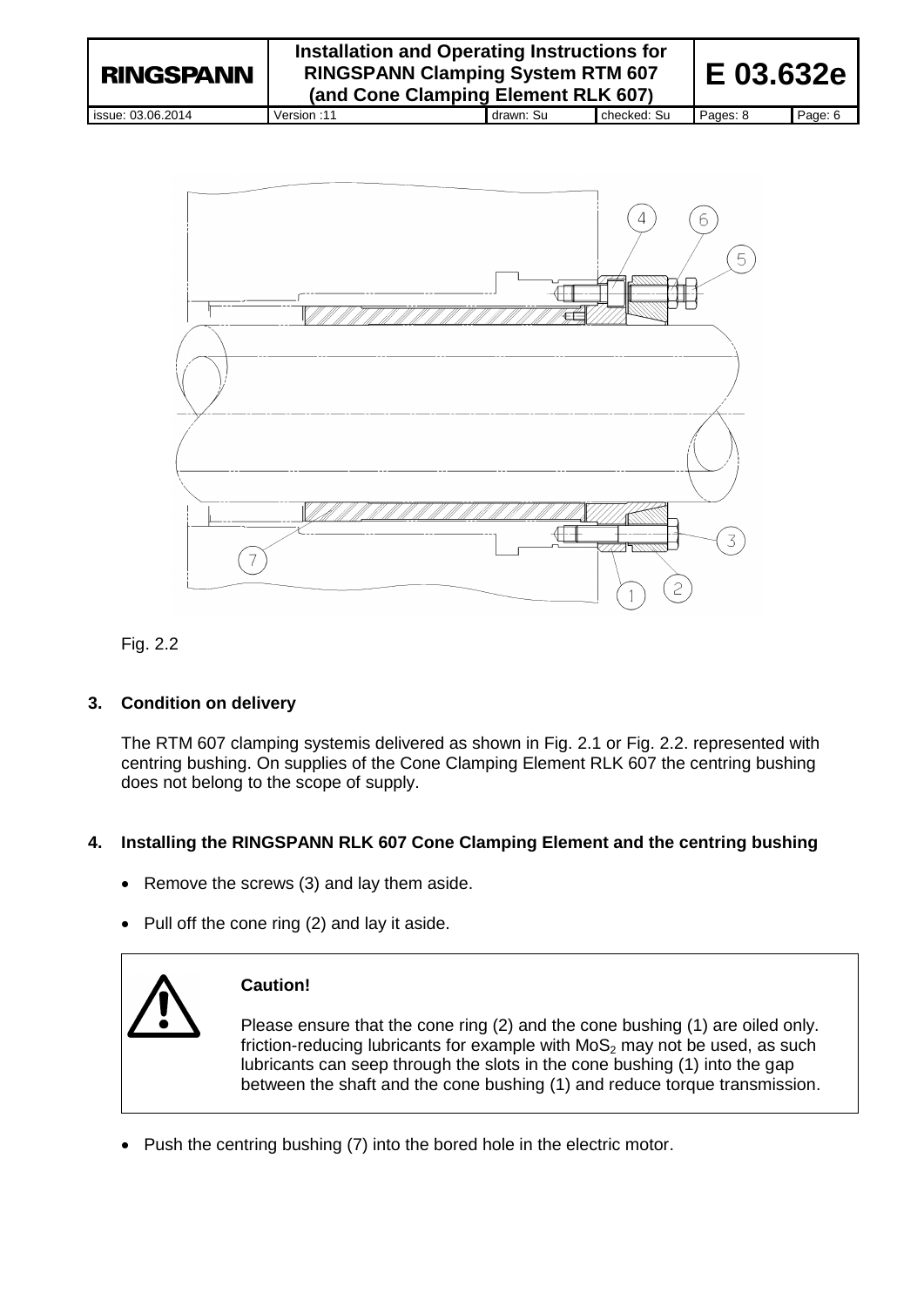Fig. 2.2

## 3. Condition on delivery

The RTM 607 clamping systemis delivered as shown in Fig. 2.1 or Fig. 2.2. represented with centring bushing. On supplies of the Cone Clamping Element RLK 607 the centring bushing does not belong to the scope of supply.

## 4. Installing the RINGSPANN RLK 607 Cone Clamping Element and the centring bushing

- Remove the screws (3) and lay them aside.
- Pull off the cone ring (2) and lay it aside.

> **Caution!**
>
> Please ensure that the cone ring (2) and the cone bushing (1) are oiled only. friction-reducing lubricants for example with $MoS_2$ may not be used, as such lubricants can seep through the slots in the cone bushing (1) into the gap between the shaft and the cone bushing (1) and reduce torque transmission.

- Push the centring bushing (7) into the bored hole in the electric motor.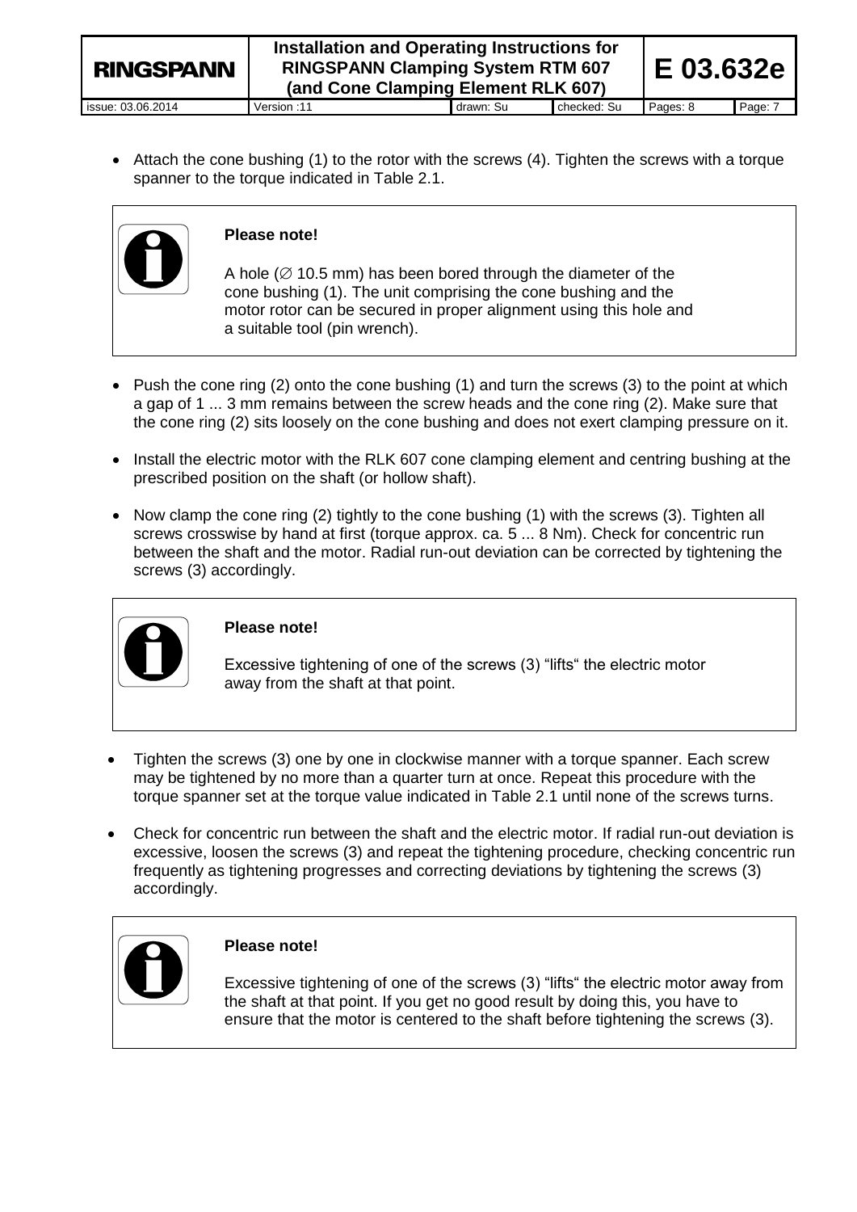- Attach the cone bushing (1) to the rotor with the screws (4). Tighten the screws with a torque spanner to the torque indicated in Table 2.1.

> **Please note!**
>
> A hole (∅ 10.5 mm) has been bored through the diameter of the cone bushing (1). The unit comprising the cone bushing and the motor rotor can be secured in proper alignment using this hole and a suitable tool (pin wrench).

- Push the cone ring (2) onto the cone bushing (1) and turn the screws (3) to the point at which a gap of 1 ... 3 mm remains between the screw heads and the cone ring (2). Make sure that the cone ring (2) sits loosely on the cone bushing and does not exert clamping pressure on it.
- Install the electric motor with the RLK 607 cone clamping element and centring bushing at the prescribed position on the shaft (or hollow shaft).
- Now clamp the cone ring (2) tightly to the cone bushing (1) with the screws (3). Tighten all screws crosswise by hand at first (torque approx. ca. 5 ... 8 Nm). Check for concentric run between the shaft and the motor. Radial run-out deviation can be corrected by tightening the screws (3) accordingly.

> **Please note!**
>
> Excessive tightening of one of the screws (3) "lifts" the electric motor away from the shaft at that point.

- Tighten the screws (3) one by one in clockwise manner with a torque spanner. Each screw may be tightened by no more than a quarter turn at once. Repeat this procedure with the torque spanner set at the torque value indicated in Table 2.1 until none of the screws turns.
- Check for concentric run between the shaft and the electric motor. If radial run-out deviation is excessive, loosen the screws (3) and repeat the tightening procedure, checking concentric run frequently as tightening progresses and correcting deviations by tightening the screws (3) accordingly.

> **Please note!**
>
> Excessive tightening of one of the screws (3) "lifts" the electric motor away from the shaft at that point. If you get no good result by doing this, you have to ensure that the motor is centered to the shaft before tightening the screws (3).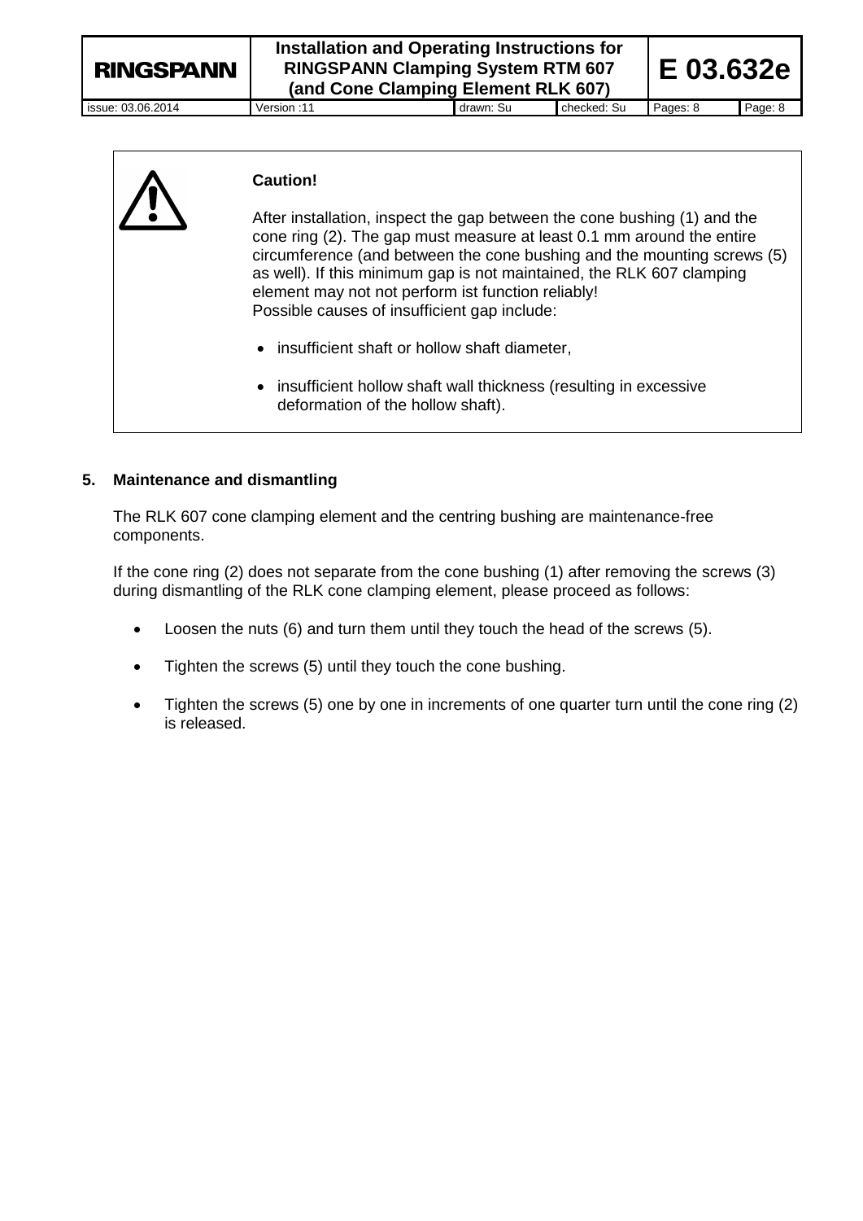**Caution!**

After installation, inspect the gap between the cone bushing (1) and the cone ring (2). The gap must measure at least 0.1 mm around the entire circumference (and between the cone bushing and the mounting screws (5) as well). If this minimum gap is not maintained, the RLK 607 clamping element may not not perform ist function reliably!
Possible causes of insufficient gap include:

- insufficient shaft or hollow shaft diameter,
- insufficient hollow shaft wall thickness (resulting in excessive deformation of the hollow shaft).

## 5. Maintenance and dismantling

The RLK 607 cone clamping element and the centring bushing are maintenance-free components.

If the cone ring (2) does not separate from the cone bushing (1) after removing the screws (3) during dismantling of the RLK cone clamping element, please proceed as follows:

- Loosen the nuts (6) and turn them until they touch the head of the screws (5).
- Tighten the screws (5) until they touch the cone bushing.
- Tighten the screws (5) one by one in increments of one quarter turn until the cone ring (2) is released.